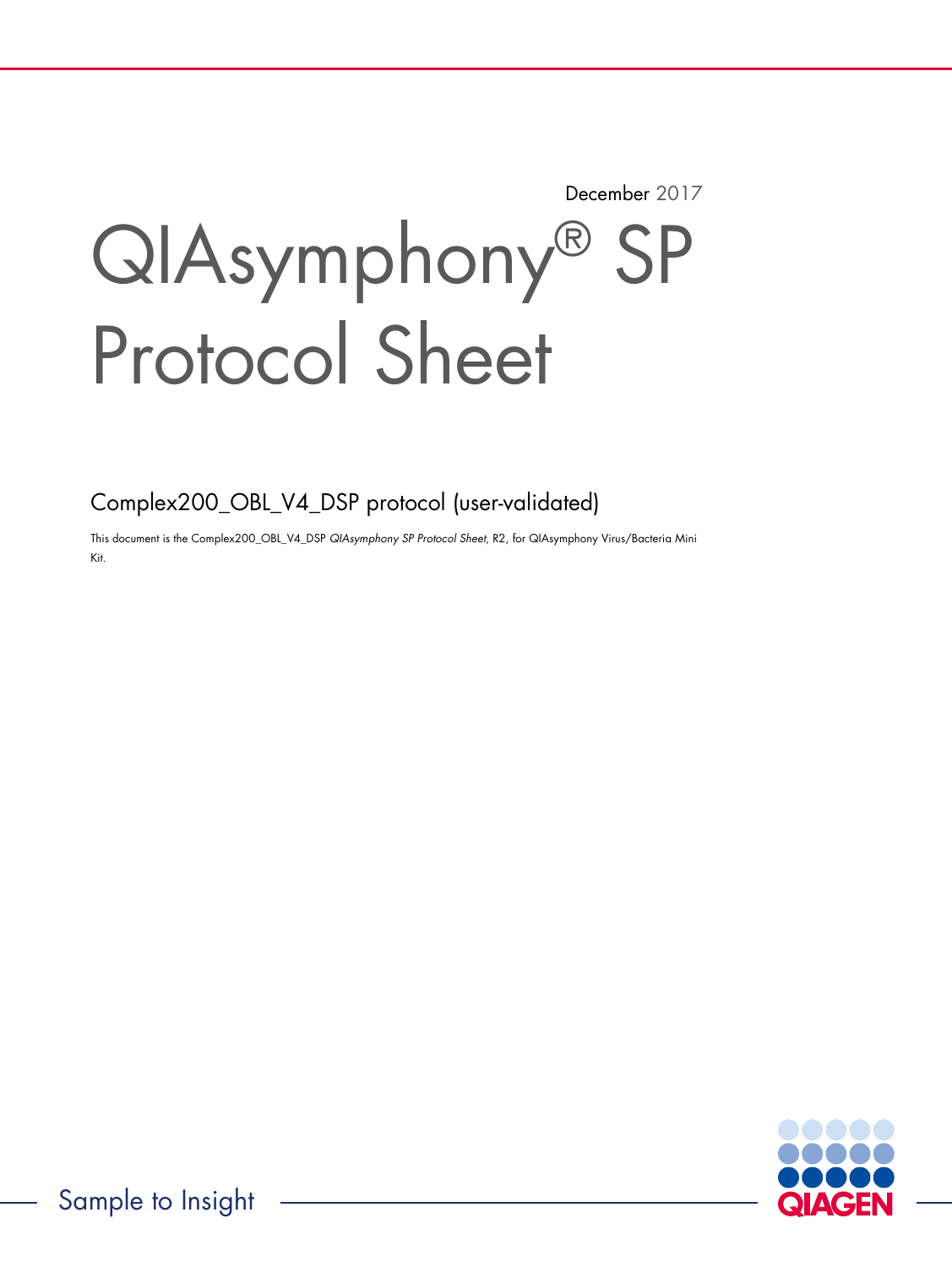December 2017

# QIAsymphony® SP Protocol Sheet

## Complex200_OBL_V4_DSP protocol (user-validated)

This document is the Complex200_OBL_V4_DSP *QIAsymphony SP Protocol Sheet*, R2, for QIAsymphony Virus/Bacteria Mini Kit.

Sample to Insight

QIAGEN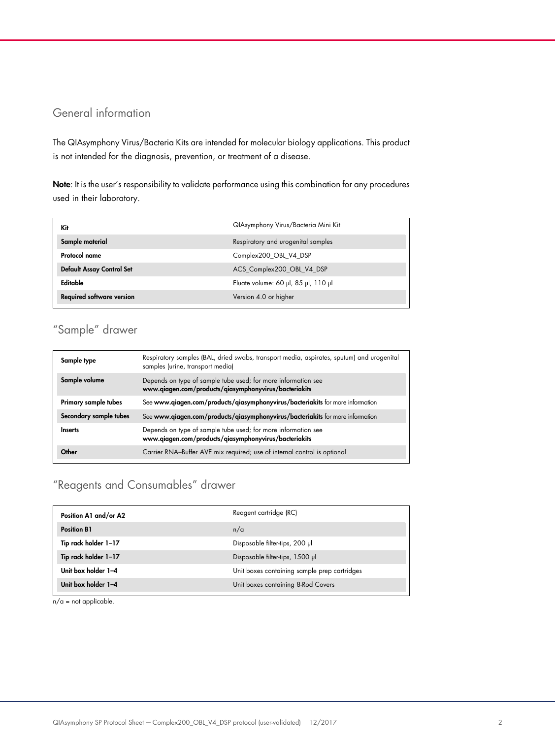## General information

The QIAsymphony Virus/Bacteria Kits are intended for molecular biology applications. This product is not intended for the diagnosis, prevention, or treatment of a disease.

**Note**: It is the user's responsibility to validate performance using this combination for any procedures used in their laboratory.

| **Kit** | QIAsymphony Virus/Bacteria Mini Kit |
|---|---|
| **Sample material** | Respiratory and urogenital samples |
| **Protocol name** | Complex200_OBL_V4_DSP |
| **Default Assay Control Set** | ACS_Complex200_OBL_V4_DSP |
| **Editable** | Eluate volume: 60 µl, 85 µl, 110 µl |
| **Required software version** | Version 4.0 or higher |

## "Sample" drawer

| **Sample type** | Respiratory samples (BAL, dried swabs, transport media, aspirates, sputum) and urogenital samples (urine, transport media) |
|---|---|
| **Sample volume** | Depends on type of sample tube used; for more information see **www.qiagen.com/products/qiasymphonyvirus/bacteriakits** |
| **Primary sample tubes** | See **www.qiagen.com/products/qiasymphonyvirus/bacteriakits** for more information |
| **Secondary sample tubes** | See **www.qiagen.com/products/qiasymphonyvirus/bacteriakits** for more information |
| **Inserts** | Depends on type of sample tube used; for more information see **www.qiagen.com/products/qiasymphonyvirus/bacteriakits** |
| **Other** | Carrier RNA–Buffer AVE mix required; use of internal control is optional |

## "Reagents and Consumables" drawer

| **Position A1 and/or A2** | Reagent cartridge (RC) |
|---|---|
| **Position B1** | n/a |
| **Tip rack holder 1–17** | Disposable filter-tips, 200 µl |
| **Tip rack holder 1–17** | Disposable filter-tips, 1500 µl |
| **Unit box holder 1–4** | Unit boxes containing sample prep cartridges |
| **Unit box holder 1–4** | Unit boxes containing 8-Rod Covers |

n/a = not applicable.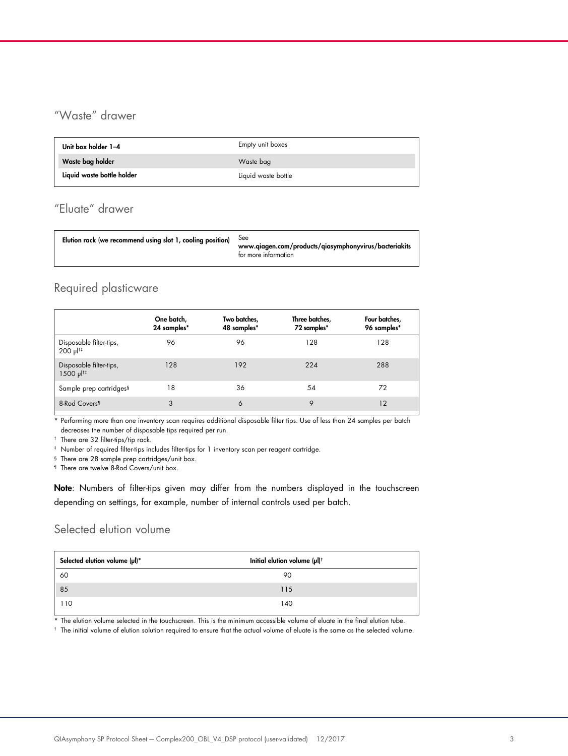## "Waste" drawer

| | |
|---|---|
| **Unit box holder 1–4** | Empty unit boxes |
| **Waste bag holder** | Waste bag |
| **Liquid waste bottle holder** | Liquid waste bottle |

## "Eluate" drawer

| | |
|---|---|
| **Elution rack (we recommend using slot 1, cooling position)** | See **www.qiagen.com/products/qiasymphonyvirus/bacteriakits** for more information |

## Required plasticware

| | One batch, 24 samples* | Two batches, 48 samples* | Three batches, 72 samples* | Four batches, 96 samples* |
|---|---|---|---|---|
| Disposable filter-tips, 200 µl†‡ | 96 | 96 | 128 | 128 |
| Disposable filter-tips, 1500 µl†‡ | 128 | 192 | 224 | 288 |
| Sample prep cartridges§ | 18 | 36 | 54 | 72 |
| 8-Rod Covers¶ | 3 | 6 | 9 | 12 |

\* Performing more than one inventory scan requires additional disposable filter tips. Use of less than 24 samples per batch decreases the number of disposable tips required per run.

† There are 32 filter-tips/tip rack.

‡ Number of required filter-tips includes filter-tips for 1 inventory scan per reagent cartridge.

§ There are 28 sample prep cartridges/unit box.

¶ There are twelve 8-Rod Covers/unit box.

**Note**: Numbers of filter-tips given may differ from the numbers displayed in the touchscreen depending on settings, for example, number of internal controls used per batch.

## Selected elution volume

| Selected elution volume (µl)* | Initial elution volume (µl)† |
|---|---|
| 60 | 90 |
| 85 | 115 |
| 110 | 140 |

\* The elution volume selected in the touchscreen. This is the minimum accessible volume of eluate in the final elution tube.

† The initial volume of elution solution required to ensure that the actual volume of eluate is the same as the selected volume.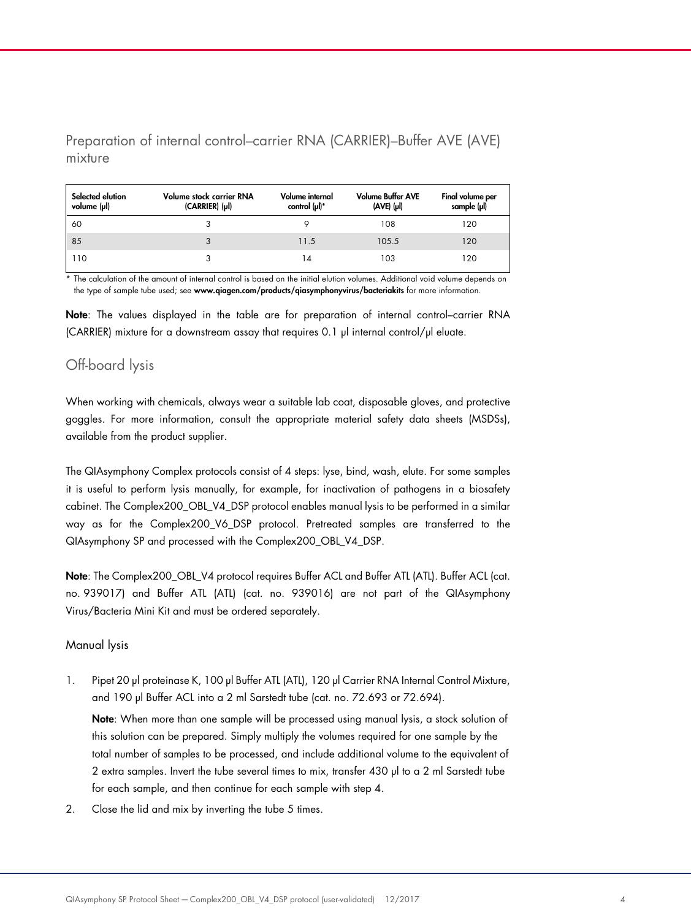## Preparation of internal control–carrier RNA (CARRIER)–Buffer AVE (AVE) mixture

| Selected elution volume (µl) | Volume stock carrier RNA (CARRIER) (µl) | Volume internal control (µl)* | Volume Buffer AVE (AVE) (µl) | Final volume per sample (µl) |
|---|---|---|---|---|
| 60 | 3 | 9 | 108 | 120 |
| 85 | 3 | 11.5 | 105.5 | 120 |
| 110 | 3 | 14 | 103 | 120 |

\* The calculation of the amount of internal control is based on the initial elution volumes. Additional void volume depends on the type of sample tube used; see **www.qiagen.com/products/qiasymphonyvirus/bacteriakits** for more information.

**Note**: The values displayed in the table are for preparation of internal control–carrier RNA (CARRIER) mixture for a downstream assay that requires 0.1 µl internal control/µl eluate.

## Off-board lysis

When working with chemicals, always wear a suitable lab coat, disposable gloves, and protective goggles. For more information, consult the appropriate material safety data sheets (MSDSs), available from the product supplier.

The QIAsymphony Complex protocols consist of 4 steps: lyse, bind, wash, elute. For some samples it is useful to perform lysis manually, for example, for inactivation of pathogens in a biosafety cabinet. The Complex200_OBL_V4_DSP protocol enables manual lysis to be performed in a similar way as for the Complex200_V6_DSP protocol. Pretreated samples are transferred to the QIAsymphony SP and processed with the Complex200_OBL_V4_DSP.

**Note**: The Complex200_OBL_V4 protocol requires Buffer ACL and Buffer ATL (ATL). Buffer ACL (cat. no. 939017) and Buffer ATL (ATL) (cat. no. 939016) are not part of the QIAsymphony Virus/Bacteria Mini Kit and must be ordered separately.

### Manual lysis

1. Pipet 20 µl proteinase K, 100 µl Buffer ATL (ATL), 120 µl Carrier RNA Internal Control Mixture, and 190 µl Buffer ACL into a 2 ml Sarstedt tube (cat. no. 72.693 or 72.694).

   **Note**: When more than one sample will be processed using manual lysis, a stock solution of this solution can be prepared. Simply multiply the volumes required for one sample by the total number of samples to be processed, and include additional volume to the equivalent of 2 extra samples. Invert the tube several times to mix, transfer 430 µl to a 2 ml Sarstedt tube for each sample, and then continue for each sample with step 4.

2. Close the lid and mix by inverting the tube 5 times.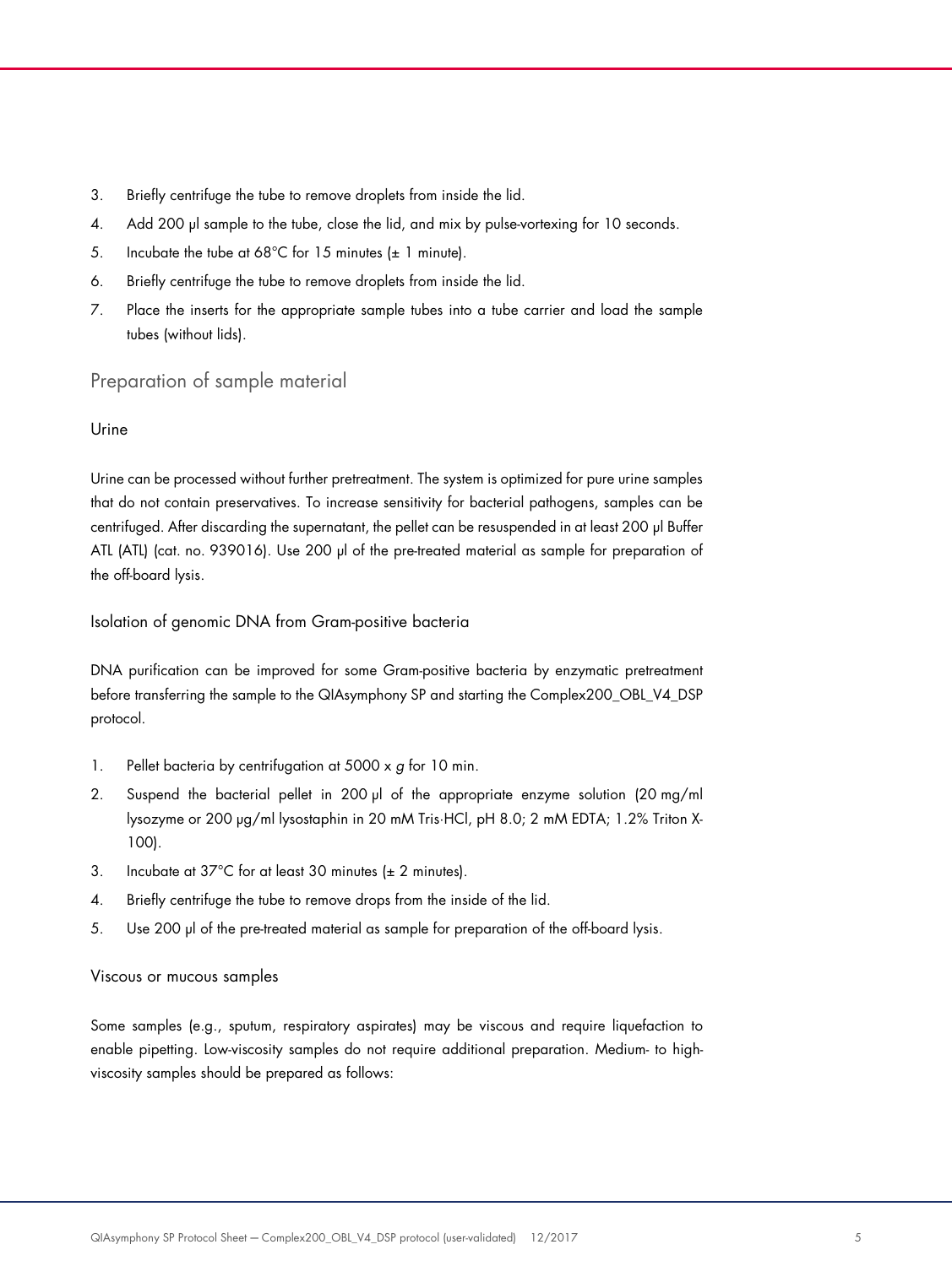3. Briefly centrifuge the tube to remove droplets from inside the lid.
4. Add 200 µl sample to the tube, close the lid, and mix by pulse-vortexing for 10 seconds.
5. Incubate the tube at 68°C for 15 minutes (± 1 minute).
6. Briefly centrifuge the tube to remove droplets from inside the lid.
7. Place the inserts for the appropriate sample tubes into a tube carrier and load the sample tubes (without lids).

## Preparation of sample material

### Urine

Urine can be processed without further pretreatment. The system is optimized for pure urine samples that do not contain preservatives. To increase sensitivity for bacterial pathogens, samples can be centrifuged. After discarding the supernatant, the pellet can be resuspended in at least 200 µl Buffer ATL (ATL) (cat. no. 939016). Use 200 µl of the pre-treated material as sample for preparation of the off-board lysis.

### Isolation of genomic DNA from Gram-positive bacteria

DNA purification can be improved for some Gram-positive bacteria by enzymatic pretreatment before transferring the sample to the QIAsymphony SP and starting the Complex200_OBL_V4_DSP protocol.

1. Pellet bacteria by centrifugation at 5000 x *g* for 10 min.
2. Suspend the bacterial pellet in 200 µl of the appropriate enzyme solution (20 mg/ml lysozyme or 200 µg/ml lysostaphin in 20 mM Tris·HCl, pH 8.0; 2 mM EDTA; 1.2% Triton X-100).
3. Incubate at 37°C for at least 30 minutes (± 2 minutes).
4. Briefly centrifuge the tube to remove drops from the inside of the lid.
5. Use 200 µl of the pre-treated material as sample for preparation of the off-board lysis.

### Viscous or mucous samples

Some samples (e.g., sputum, respiratory aspirates) may be viscous and require liquefaction to enable pipetting. Low-viscosity samples do not require additional preparation. Medium- to high-viscosity samples should be prepared as follows: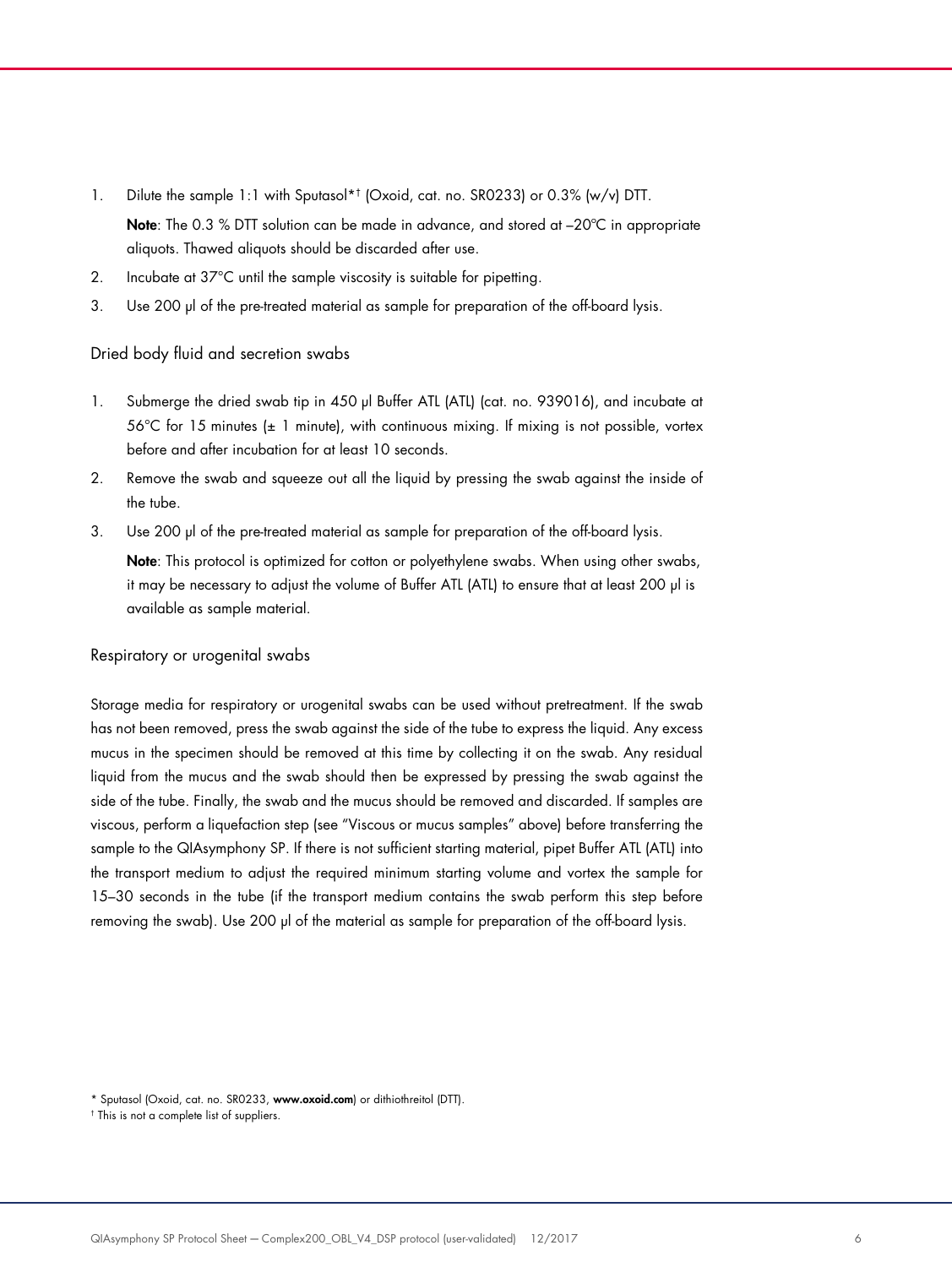1. Dilute the sample 1:1 with Sputasol*[†] (Oxoid, cat. no. SR0233) or 0.3% (w/v) DTT.

   **Note**: The 0.3 % DTT solution can be made in advance, and stored at –20°C in appropriate aliquots. Thawed aliquots should be discarded after use.

2. Incubate at 37°C until the sample viscosity is suitable for pipetting.
3. Use 200 µl of the pre-treated material as sample for preparation of the off-board lysis.

### Dried body fluid and secretion swabs

1. Submerge the dried swab tip in 450 µl Buffer ATL (ATL) (cat. no. 939016), and incubate at 56°C for 15 minutes (± 1 minute), with continuous mixing. If mixing is not possible, vortex before and after incubation for at least 10 seconds.
2. Remove the swab and squeeze out all the liquid by pressing the swab against the inside of the tube.
3. Use 200 µl of the pre-treated material as sample for preparation of the off-board lysis.

   **Note**: This protocol is optimized for cotton or polyethylene swabs. When using other swabs, it may be necessary to adjust the volume of Buffer ATL (ATL) to ensure that at least 200 µl is available as sample material.

### Respiratory or urogenital swabs

Storage media for respiratory or urogenital swabs can be used without pretreatment. If the swab has not been removed, press the swab against the side of the tube to express the liquid. Any excess mucus in the specimen should be removed at this time by collecting it on the swab. Any residual liquid from the mucus and the swab should then be expressed by pressing the swab against the side of the tube. Finally, the swab and the mucus should be removed and discarded. If samples are viscous, perform a liquefaction step (see "Viscous or mucus samples" above) before transferring the sample to the QIAsymphony SP. If there is not sufficient starting material, pipet Buffer ATL (ATL) into the transport medium to adjust the required minimum starting volume and vortex the sample for 15–30 seconds in the tube (if the transport medium contains the swab perform this step before removing the swab). Use 200 µl of the material as sample for preparation of the off-board lysis.

* Sputasol (Oxoid, cat. no. SR0233, **www.oxoid.com**) or dithiothreitol (DTT).

[†] This is not a complete list of suppliers.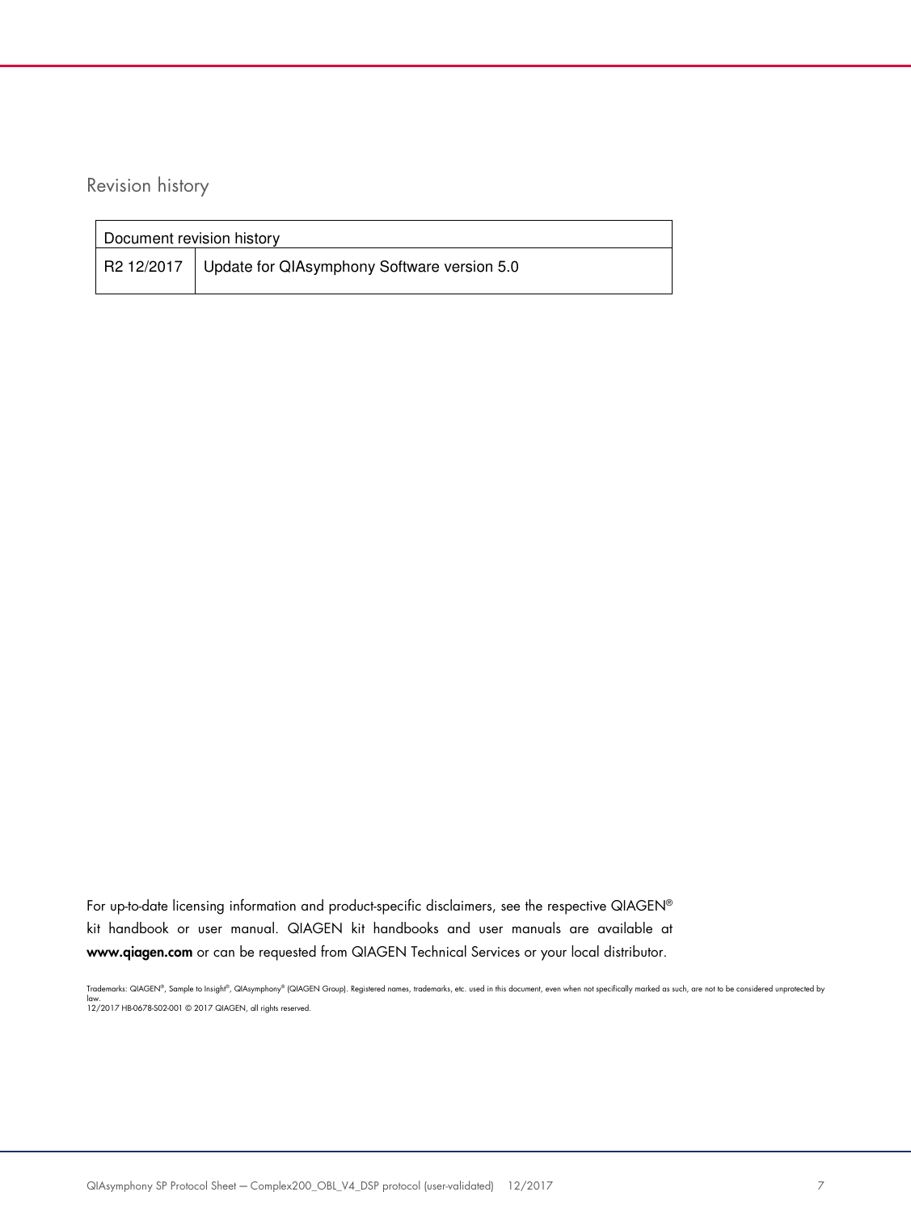## Revision history

| Document revision history | |
|---|---|
| R2 12/2017 | Update for QIAsymphony Software version 5.0 |

For up-to-date licensing information and product-specific disclaimers, see the respective QIAGEN® kit handbook or user manual. QIAGEN kit handbooks and user manuals are available at **www.qiagen.com** or can be requested from QIAGEN Technical Services or your local distributor.

Trademarks: QIAGEN®, Sample to Insight®, QIAsymphony® (QIAGEN Group). Registered names, trademarks, etc. used in this document, even when not specifically marked as such, are not to be considered unprotected by law.
12/2017 HB-0678-S02-001 © 2017 QIAGEN, all rights reserved.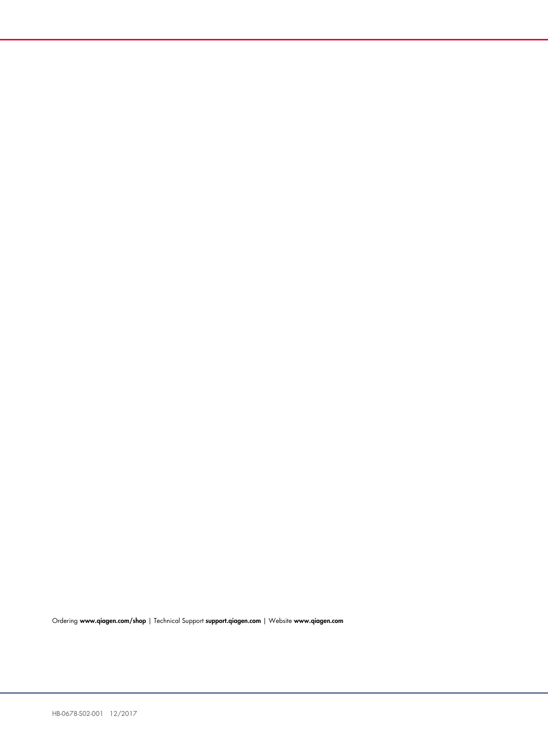Ordering **www.qiagen.com/shop** | Technical Support **support.qiagen.com** | Website **www.qiagen.com**

HB-0678-S02-001 12/2017